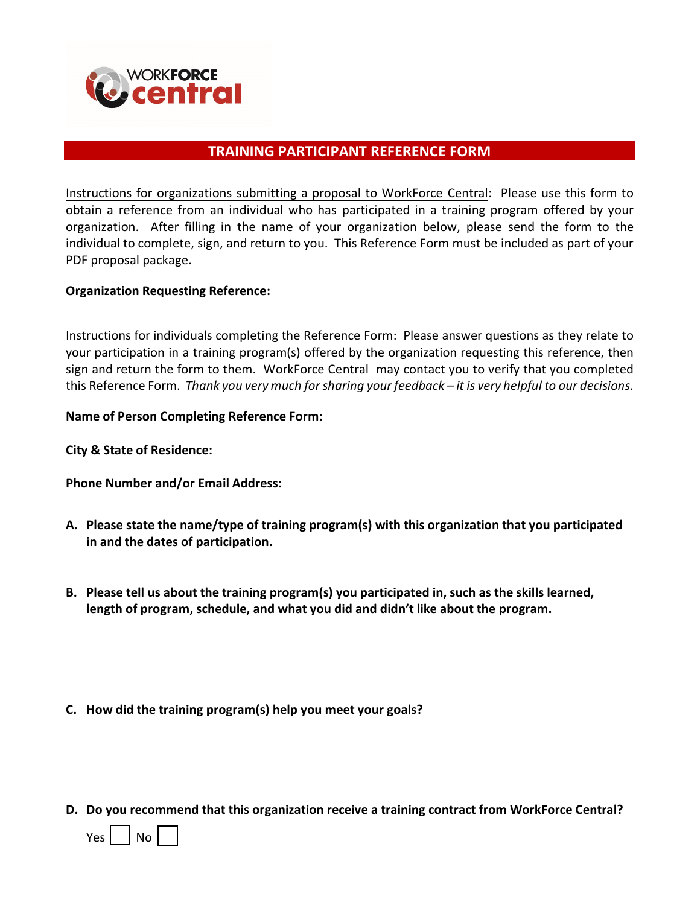WORKFORCE central

# TRAINING PARTICIPANT REFERENCE FORM

Instructions for organizations submitting a proposal to WorkForce Central: Please use this form to obtain a reference from an individual who has participated in a training program offered by your organization. After filling in the name of your organization below, please send the form to the individual to complete, sign, and return to you. This Reference Form must be included as part of your PDF proposal package.

**Organization Requesting Reference:**

Instructions for individuals completing the Reference Form: Please answer questions as they relate to your participation in a training program(s) offered by the organization requesting this reference, then sign and return the form to them. WorkForce Central may contact you to verify that you completed this Reference Form. *Thank you very much for sharing your feedback – it is very helpful to our decisions.*

**Name of Person Completing Reference Form:**

**City & State of Residence:**

**Phone Number and/or Email Address:**

**A. Please state the name/type of training program(s) with this organization that you participated in and the dates of participation.**

**B. Please tell us about the training program(s) you participated in, such as the skills learned, length of program, schedule, and what you did and didn't like about the program.**

**C. How did the training program(s) help you meet your goals?**

**D. Do you recommend that this organization receive a training contract from WorkForce Central?**

Yes ☐ No ☐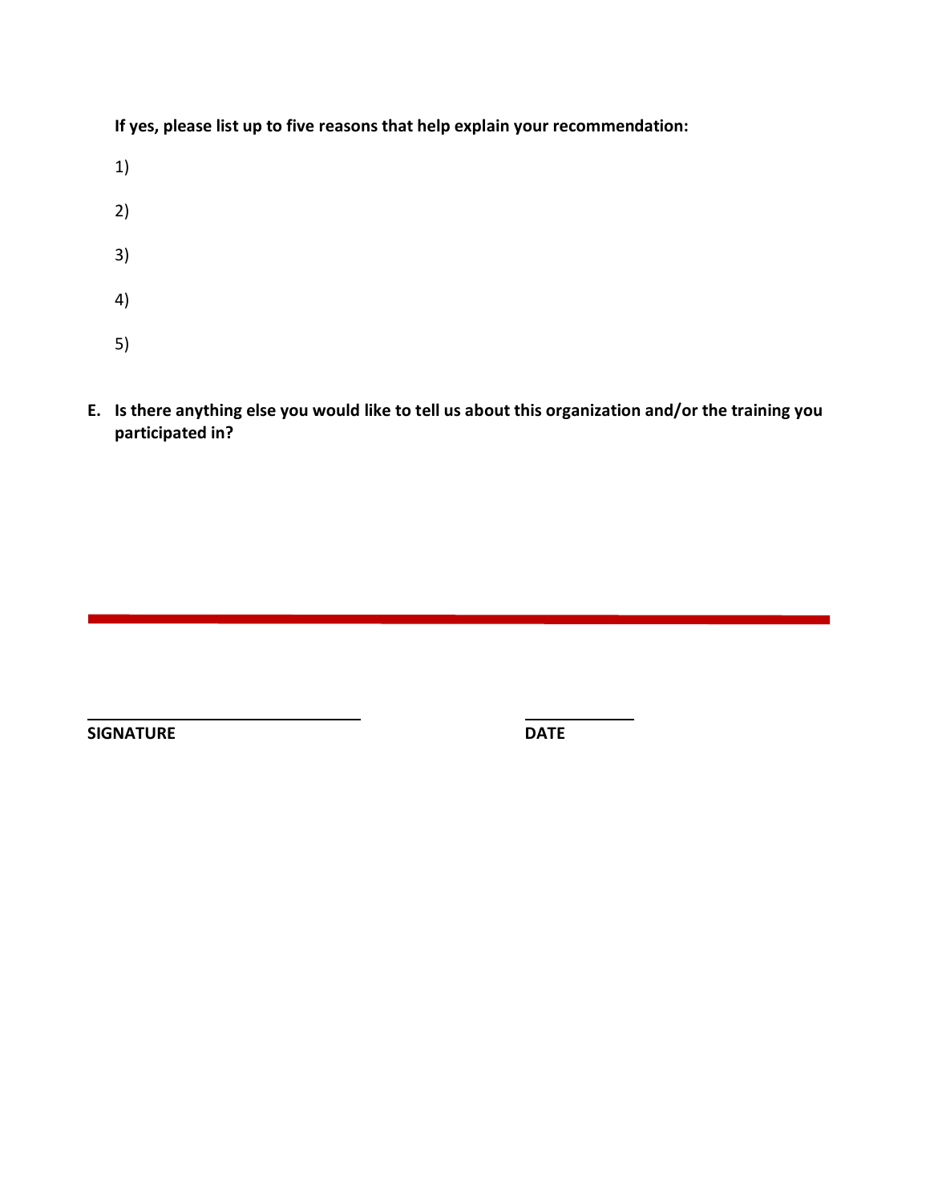**If yes, please list up to five reasons that help explain your recommendation:**

1)

2)

3)

4)

5)

**E. Is there anything else you would like to tell us about this organization and/or the training you participated in?**

---

**SIGNATURE** **DATE**